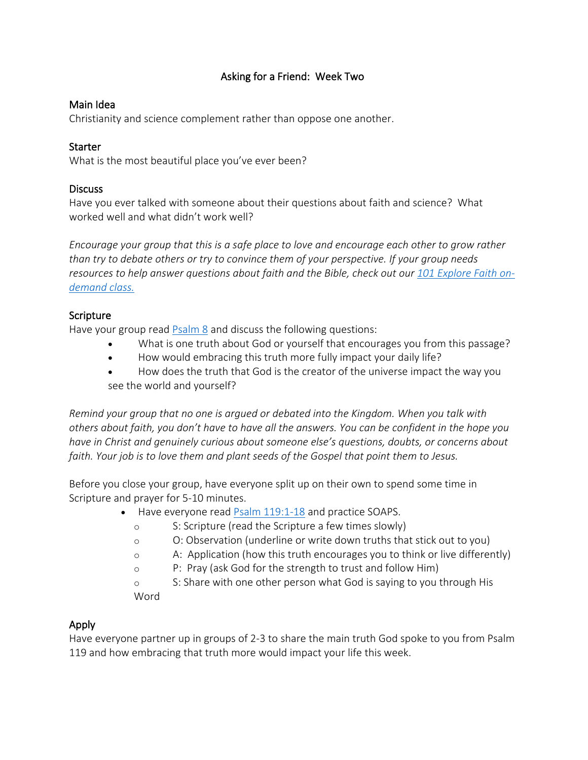# Asking for a Friend: Week Two

## Main Idea

Christianity and science complement rather than oppose one another.

## Starter

What is the most beautiful place you've ever been?

## Discuss

Have you ever talked with someone about their questions about faith and science? What worked well and what didn't work well?

*Encourage your group that this is a safe place to love and encourage each other to grow rather than try to debate others or try to convince them of your perspective. If your group needs resources to help answer questions about faith and the Bible, check out our 101 Explore Faith on-demand class.*

## Scripture

Have your group read Psalm 8 and discuss the following questions:

- What is one truth about God or yourself that encourages you from this passage?
- How would embracing this truth more fully impact your daily life?
- How does the truth that God is the creator of the universe impact the way you see the world and yourself?

*Remind your group that no one is argued or debated into the Kingdom. When you talk with others about faith, you don't have to have all the answers. You can be confident in the hope you have in Christ and genuinely curious about someone else's questions, doubts, or concerns about faith. Your job is to love them and plant seeds of the Gospel that point them to Jesus.*

Before you close your group, have everyone split up on their own to spend some time in Scripture and prayer for 5-10 minutes.

- Have everyone read Psalm 119:1-18 and practice SOAPS.
  - S: Scripture (read the Scripture a few times slowly)
  - O: Observation (underline or write down truths that stick out to you)
  - A: Application (how this truth encourages you to think or live differently)
  - P: Pray (ask God for the strength to trust and follow Him)
  - S: Share with one other person what God is saying to you through His Word

## Apply

Have everyone partner up in groups of 2-3 to share the main truth God spoke to you from Psalm 119 and how embracing that truth more would impact your life this week.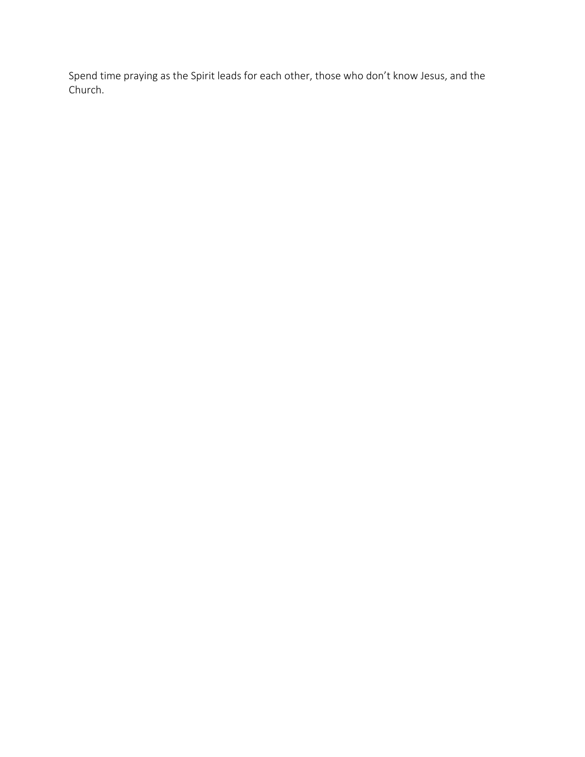Spend time praying as the Spirit leads for each other, those who don't know Jesus, and the Church.